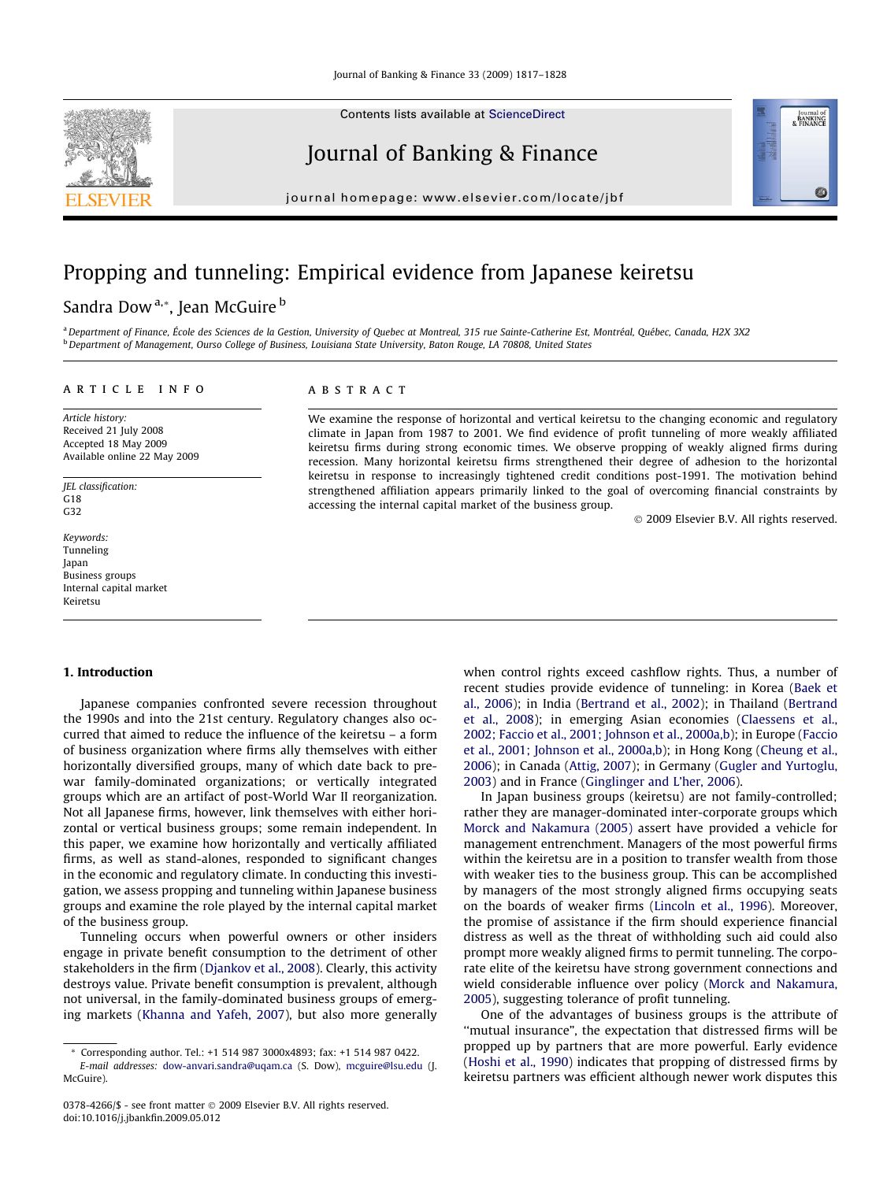# Propping and tunneling: Empirical evidence from Japanese keiretsu

Sandra Dow [a,*], Jean McGuire [b]

[a] Department of Finance, École des Sciences de la Gestion, University of Quebec at Montreal, 315 rue Sainte-Catherine Est, Montréal, Québec, Canada, H2X 3X2

[b] Department of Management, Ourso College of Business, Louisiana State University, Baton Rouge, LA 70808, United States

## ARTICLE INFO

*Article history:*
Received 21 July 2008
Accepted 18 May 2009
Available online 22 May 2009

*JEL classification:*
G18
G32

*Keywords:*
Tunneling
Japan
Business groups
Internal capital market
Keiretsu

## ABSTRACT

We examine the response of horizontal and vertical keiretsu to the changing economic and regulatory climate in Japan from 1987 to 2001. We find evidence of profit tunneling of more weakly affiliated keiretsu firms during strong economic times. We observe propping of weakly aligned firms during recession. Many horizontal keiretsu firms strengthened their degree of adhesion to the horizontal keiretsu in response to increasingly tightened credit conditions post-1991. The motivation behind strengthened affiliation appears primarily linked to the goal of overcoming financial constraints by accessing the internal capital market of the business group.

© 2009 Elsevier B.V. All rights reserved.

## 1. Introduction

Japanese companies confronted severe recession throughout the 1990s and into the 21st century. Regulatory changes also occurred that aimed to reduce the influence of the keiretsu – a form of business organization where firms ally themselves with either horizontally diversified groups, many of which date back to pre-war family-dominated organizations; or vertically integrated groups which are an artifact of post-World War II reorganization. Not all Japanese firms, however, link themselves with either horizontal or vertical business groups; some remain independent. In this paper, we examine how horizontally and vertically affiliated firms, as well as stand-alones, responded to significant changes in the economic and regulatory climate. In conducting this investigation, we assess propping and tunneling within Japanese business groups and examine the role played by the internal capital market of the business group.

Tunneling occurs when powerful owners or other insiders engage in private benefit consumption to the detriment of other stakeholders in the firm (Djankov et al., 2008). Clearly, this activity destroys value. Private benefit consumption is prevalent, although not universal, in the family-dominated business groups of emerging markets (Khanna and Yafeh, 2007), but also more generally when control rights exceed cashflow rights. Thus, a number of recent studies provide evidence of tunneling: in Korea (Baek et al., 2006); in India (Bertrand et al., 2002); in Thailand (Bertrand et al., 2008); in emerging Asian economies (Claessens et al., 2002; Faccio et al., 2001; Johnson et al., 2000a,b); in Europe (Faccio et al., 2001; Johnson et al., 2000a,b); in Hong Kong (Cheung et al., 2006); in Canada (Attig, 2007); in Germany (Gugler and Yurtoglu, 2003) and in France (Ginglinger and L'her, 2006).

In Japan business groups (keiretsu) are not family-controlled; rather they are manager-dominated inter-corporate groups which Morck and Nakamura (2005) assert have provided a vehicle for management entrenchment. Managers of the most powerful firms within the keiretsu are in a position to transfer wealth from those with weaker ties to the business group. This can be accomplished by managers of the most strongly aligned firms occupying seats on the boards of weaker firms (Lincoln et al., 1996). Moreover, the promise of assistance if the firm should experience financial distress as well as the threat of withholding such aid could also prompt more weakly aligned firms to permit tunneling. The corporate elite of the keiretsu have strong government connections and wield considerable influence over policy (Morck and Nakamura, 2005), suggesting tolerance of profit tunneling.

One of the advantages of business groups is the attribute of "mutual insurance", the expectation that distressed firms will be propped up by partners that are more powerful. Early evidence (Hoshi et al., 1990) indicates that propping of distressed firms by keiretsu partners was efficient although newer work disputes this

* Corresponding author. Tel.: +1 514 987 3000x4893; fax: +1 514 987 0422.
E-mail addresses: dow-anvari.sandra@uqam.ca (S. Dow), mcguire@lsu.edu (J. McGuire).

0378-4266/$ - see front matter © 2009 Elsevier B.V. All rights reserved.
doi:10.1016/j.jbankfin.2009.05.012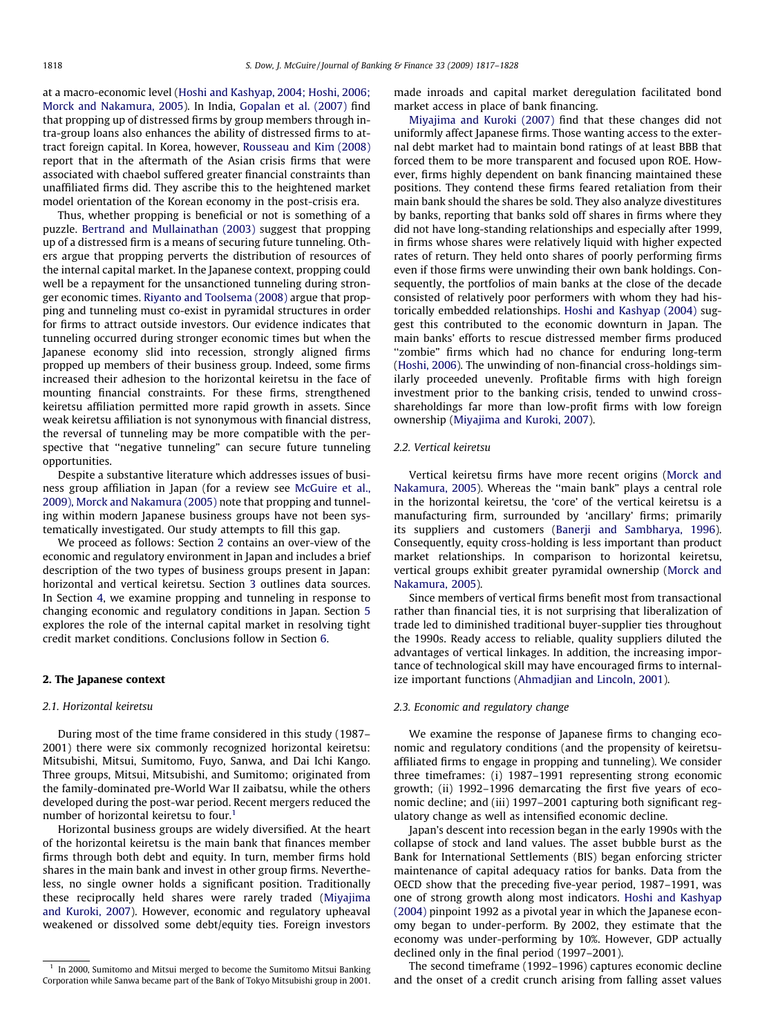at a macro-economic level (Hoshi and Kashyap, 2004; Hoshi, 2006; Morck and Nakamura, 2005). In India, Gopalan et al. (2007) find that propping up of distressed firms by group members through intra-group loans also enhances the ability of distressed firms to attract foreign capital. In Korea, however, Rousseau and Kim (2008) report that in the aftermath of the Asian crisis firms that were associated with chaebol suffered greater financial constraints than unaffiliated firms did. They ascribe this to the heightened market model orientation of the Korean economy in the post-crisis era.

Thus, whether propping is beneficial or not is something of a puzzle. Bertrand and Mullainathan (2003) suggest that propping up of a distressed firm is a means of securing future tunneling. Others argue that propping perverts the distribution of resources of the internal capital market. In the Japanese context, propping could well be a repayment for the unsanctioned tunneling during stronger economic times. Riyanto and Toolsema (2008) argue that propping and tunneling must co-exist in pyramidal structures in order for firms to attract outside investors. Our evidence indicates that tunneling occurred during stronger economic times but when the Japanese economy slid into recession, strongly aligned firms propped up members of their business group. Indeed, some firms increased their adhesion to the horizontal keiretsu in the face of mounting financial constraints. For these firms, strengthened keiretsu affiliation permitted more rapid growth in assets. Since weak keiretsu affiliation is not synonymous with financial distress, the reversal of tunneling may be more compatible with the perspective that "negative tunneling" can secure future tunneling opportunities.

Despite a substantive literature which addresses issues of business group affiliation in Japan (for a review see McGuire et al., 2009), Morck and Nakamura (2005) note that propping and tunneling within modern Japanese business groups have not been systematically investigated. Our study attempts to fill this gap.

We proceed as follows: Section 2 contains an over-view of the economic and regulatory environment in Japan and includes a brief description of the two types of business groups present in Japan: horizontal and vertical keiretsu. Section 3 outlines data sources. In Section 4, we examine propping and tunneling in response to changing economic and regulatory conditions in Japan. Section 5 explores the role of the internal capital market in resolving tight credit market conditions. Conclusions follow in Section 6.

## 2. The Japanese context

### 2.1. Horizontal keiretsu

During most of the time frame considered in this study (1987–2001) there were six commonly recognized horizontal keiretsu: Mitsubishi, Mitsui, Sumitomo, Fuyo, Sanwa, and Dai Ichi Kango. Three groups, Mitsui, Mitsubishi, and Sumitomo; originated from the family-dominated pre-World War II zaibatsu, while the others developed during the post-war period. Recent mergers reduced the number of horizontal keiretsu to four.[1]

Horizontal business groups are widely diversified. At the heart of the horizontal keiretsu is the main bank that finances member firms through both debt and equity. In turn, member firms hold shares in the main bank and invest in other group firms. Nevertheless, no single owner holds a significant position. Traditionally these reciprocally held shares were rarely traded (Miyajima and Kuroki, 2007). However, economic and regulatory upheaval weakened or dissolved some debt/equity ties. Foreign investors made inroads and capital market deregulation facilitated bond market access in place of bank financing.

Miyajima and Kuroki (2007) find that these changes did not uniformly affect Japanese firms. Those wanting access to the external debt market had to maintain bond ratings of at least BBB that forced them to be more transparent and focused upon ROE. However, firms highly dependent on bank financing maintained these positions. They contend these firms feared retaliation from their main bank should the shares be sold. They also analyze divestitures by banks, reporting that banks sold off shares in firms where they did not have long-standing relationships and especially after 1999, in firms whose shares were relatively liquid with higher expected rates of return. They held onto shares of poorly performing firms even if those firms were unwinding their own bank holdings. Consequently, the portfolios of main banks at the close of the decade consisted of relatively poor performers with whom they had historically embedded relationships. Hoshi and Kashyap (2004) suggest this contributed to the economic downturn in Japan. The main banks' efforts to rescue distressed member firms produced "zombie" firms which had no chance for enduring long-term (Hoshi, 2006). The unwinding of non-financial cross-holdings similarly proceeded unevenly. Profitable firms with high foreign investment prior to the banking crisis, tended to unwind cross-shareholdings far more than low-profit firms with low foreign ownership (Miyajima and Kuroki, 2007).

### 2.2. Vertical keiretsu

Vertical keiretsu firms have more recent origins (Morck and Nakamura, 2005). Whereas the "main bank" plays a central role in the horizontal keiretsu, the 'core' of the vertical keiretsu is a manufacturing firm, surrounded by 'ancillary' firms; primarily its suppliers and customers (Banerji and Sambharya, 1996). Consequently, equity cross-holding is less important than product market relationships. In comparison to horizontal keiretsu, vertical groups exhibit greater pyramidal ownership (Morck and Nakamura, 2005).

Since members of vertical firms benefit most from transactional rather than financial ties, it is not surprising that liberalization of trade led to diminished traditional buyer-supplier ties throughout the 1990s. Ready access to reliable, quality suppliers diluted the advantages of vertical linkages. In addition, the increasing importance of technological skill may have encouraged firms to internalize important functions (Ahmadjian and Lincoln, 2001).

### 2.3. Economic and regulatory change

We examine the response of Japanese firms to changing economic and regulatory conditions (and the propensity of keiretsu-affiliated firms to engage in propping and tunneling). We consider three timeframes: (i) 1987–1991 representing strong economic growth; (ii) 1992–1996 demarcating the first five years of economic decline; and (iii) 1997–2001 capturing both significant regulatory change as well as intensified economic decline.

Japan's descent into recession began in the early 1990s with the collapse of stock and land values. The asset bubble burst as the Bank for International Settlements (BIS) began enforcing stricter maintenance of capital adequacy ratios for banks. Data from the OECD show that the preceding five-year period, 1987–1991, was one of strong growth along most indicators. Hoshi and Kashyap (2004) pinpoint 1992 as a pivotal year in which the Japanese economy began to under-perform. By 2002, they estimate that the economy was under-performing by 10%. However, GDP actually declined only in the final period (1997–2001).

The second timeframe (1992–1996) captures economic decline and the onset of a credit crunch arising from falling asset values

[1] In 2000, Sumitomo and Mitsui merged to become the Sumitomo Mitsui Banking Corporation while Sanwa became part of the Bank of Tokyo Mitsubishi group in 2001.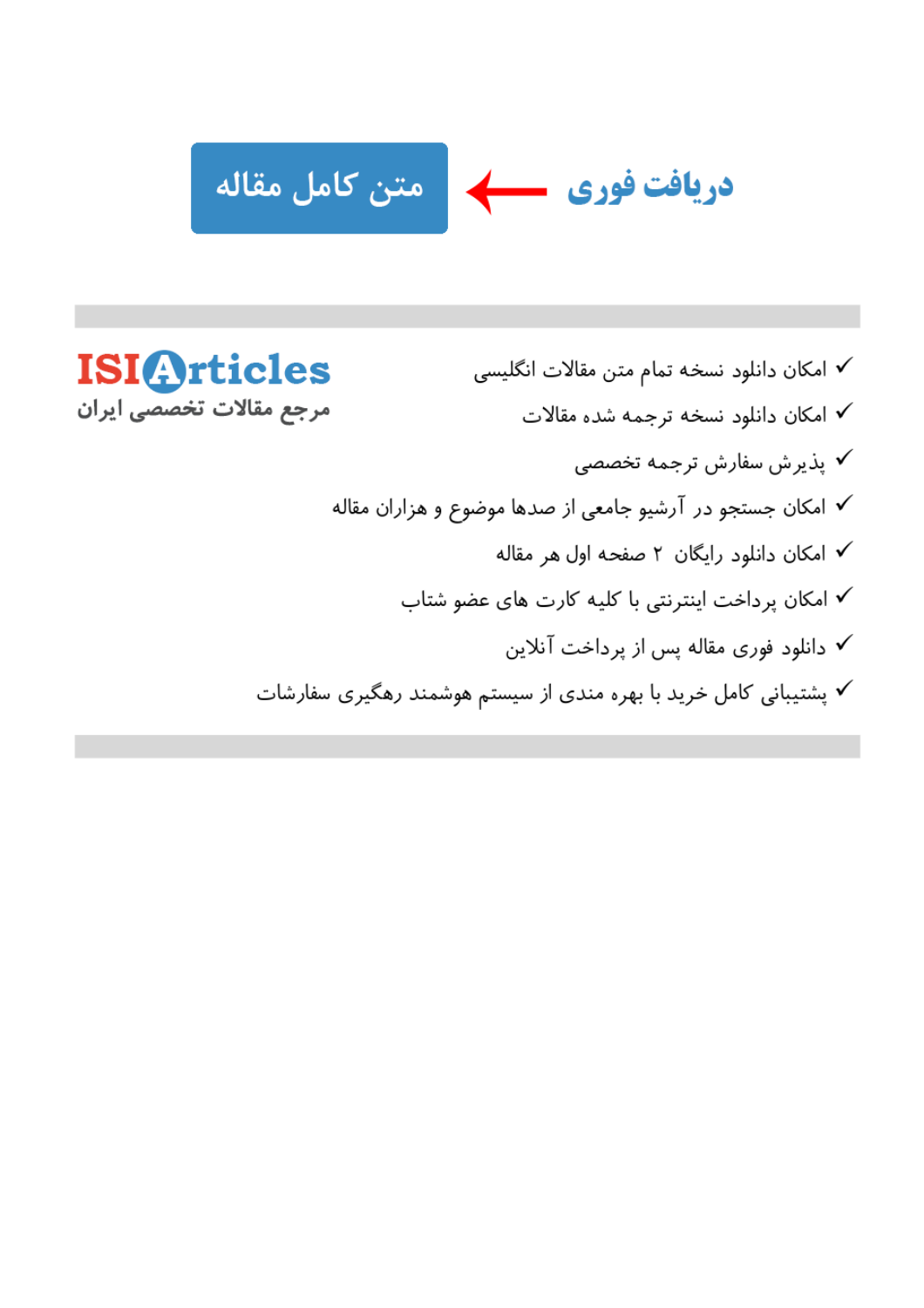دریافت فوری ← متن کامل مقاله

**ISIArticles**

مرجع مقالات تخصصی ایران

- ✓ امکان دانلود نسخه تمام متن مقالات انگلیسی
- ✓ امکان دانلود نسخه ترجمه شده مقالات
- ✓ پذیرش سفارش ترجمه تخصصی
- ✓ امکان جستجو در آرشیو جامعی از صدها موضوع و هزاران مقاله
- ✓ امکان دانلود رایگان ۲ صفحه اول هر مقاله
- ✓ امکان پرداخت اینترنتی با کلیه کارت های عضو شتاب
- ✓ دانلود فوری مقاله پس از پرداخت آنلاین
- ✓ پشتیبانی کامل خرید با بهره مندی از سیستم هوشمند رهگیری سفارشات